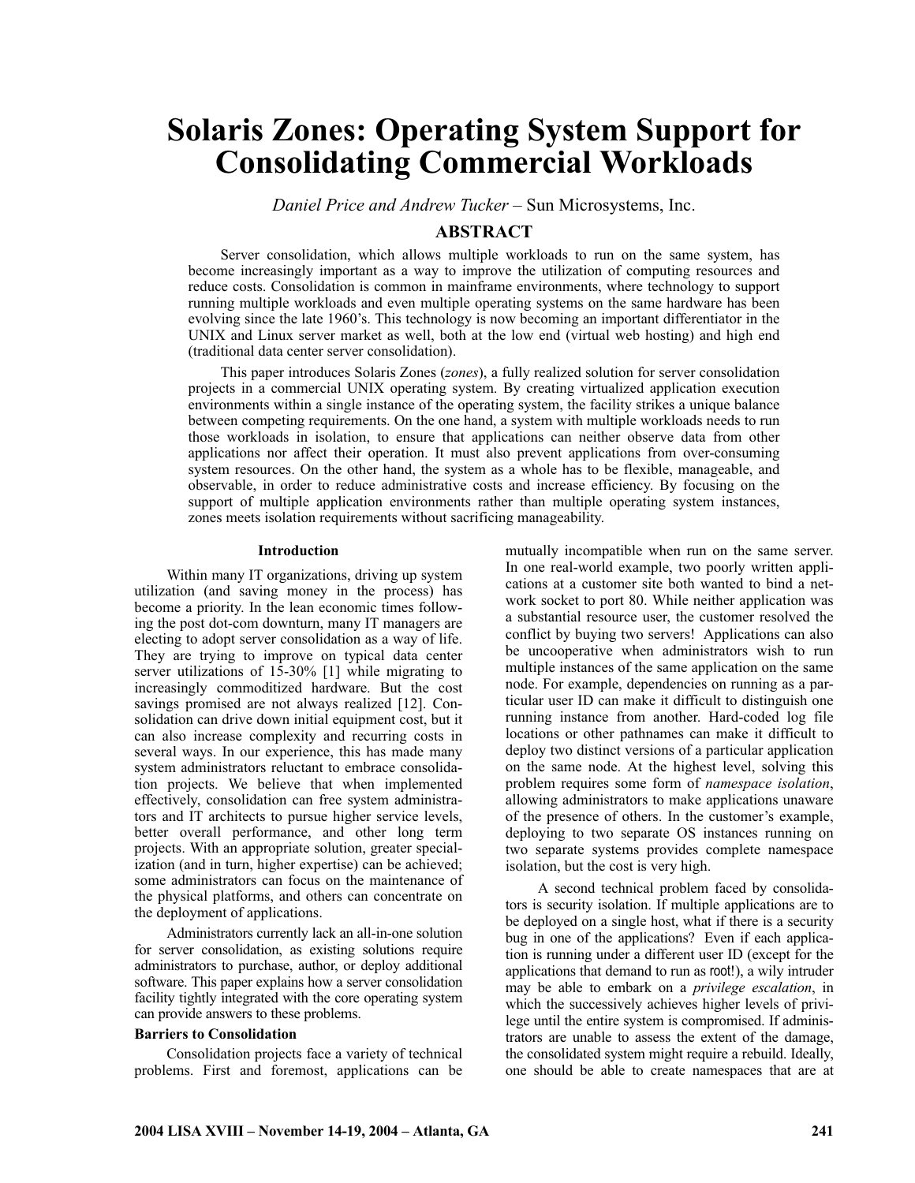# Solaris Zones: Operating System Support for Consolidating Commercial Workloads

*Daniel Price and Andrew Tucker* – Sun Microsystems, Inc.

## ABSTRACT

Server consolidation, which allows multiple workloads to run on the same system, has become increasingly important as a way to improve the utilization of computing resources and reduce costs. Consolidation is common in mainframe environments, where technology to support running multiple workloads and even multiple operating systems on the same hardware has been evolving since the late 1960's. This technology is now becoming an important differentiator in the UNIX and Linux server market as well, both at the low end (virtual web hosting) and high end (traditional data center server consolidation).

This paper introduces Solaris Zones (*zones*), a fully realized solution for server consolidation projects in a commercial UNIX operating system. By creating virtualized application execution environments within a single instance of the operating system, the facility strikes a unique balance between competing requirements. On the one hand, a system with multiple workloads needs to run those workloads in isolation, to ensure that applications can neither observe data from other applications nor affect their operation. It must also prevent applications from over-consuming system resources. On the other hand, the system as a whole has to be flexible, manageable, and observable, in order to reduce administrative costs and increase efficiency. By focusing on the support of multiple application environments rather than multiple operating system instances, zones meets isolation requirements without sacrificing manageability.

## Introduction

Within many IT organizations, driving up system utilization (and saving money in the process) has become a priority. In the lean economic times following the post dot-com downturn, many IT managers are electing to adopt server consolidation as a way of life. They are trying to improve on typical data center server utilizations of 15-30% [1] while migrating to increasingly commoditized hardware. But the cost savings promised are not always realized [12]. Consolidation can drive down initial equipment cost, but it can also increase complexity and recurring costs in several ways. In our experience, this has made many system administrators reluctant to embrace consolidation projects. We believe that when implemented effectively, consolidation can free system administrators and IT architects to pursue higher service levels, better overall performance, and other long term projects. With an appropriate solution, greater specialization (and in turn, higher expertise) can be achieved; some administrators can focus on the maintenance of the physical platforms, and others can concentrate on the deployment of applications.

Administrators currently lack an all-in-one solution for server consolidation, as existing solutions require administrators to purchase, author, or deploy additional software. This paper explains how a server consolidation facility tightly integrated with the core operating system can provide answers to these problems.

### Barriers to Consolidation

Consolidation projects face a variety of technical problems. First and foremost, applications can be mutually incompatible when run on the same server. In one real-world example, two poorly written applications at a customer site both wanted to bind a network socket to port 80. While neither application was a substantial resource user, the customer resolved the conflict by buying two servers! Applications can also be uncooperative when administrators wish to run multiple instances of the same application on the same node. For example, dependencies on running as a particular user ID can make it difficult to distinguish one running instance from another. Hard-coded log file locations or other pathnames can make it difficult to deploy two distinct versions of a particular application on the same node. At the highest level, solving this problem requires some form of *namespace isolation*, allowing administrators to make applications unaware of the presence of others. In the customer's example, deploying to two separate OS instances running on two separate systems provides complete namespace isolation, but the cost is very high.

A second technical problem faced by consolidators is security isolation. If multiple applications are to be deployed on a single host, what if there is a security bug in one of the applications? Even if each application is running under a different user ID (except for the applications that demand to run as root!), a wily intruder may be able to embark on a *privilege escalation*, in which the successively achieves higher levels of privilege until the entire system is compromised. If administrators are unable to assess the extent of the damage, the consolidated system might require a rebuild. Ideally, one should be able to create namespaces that are at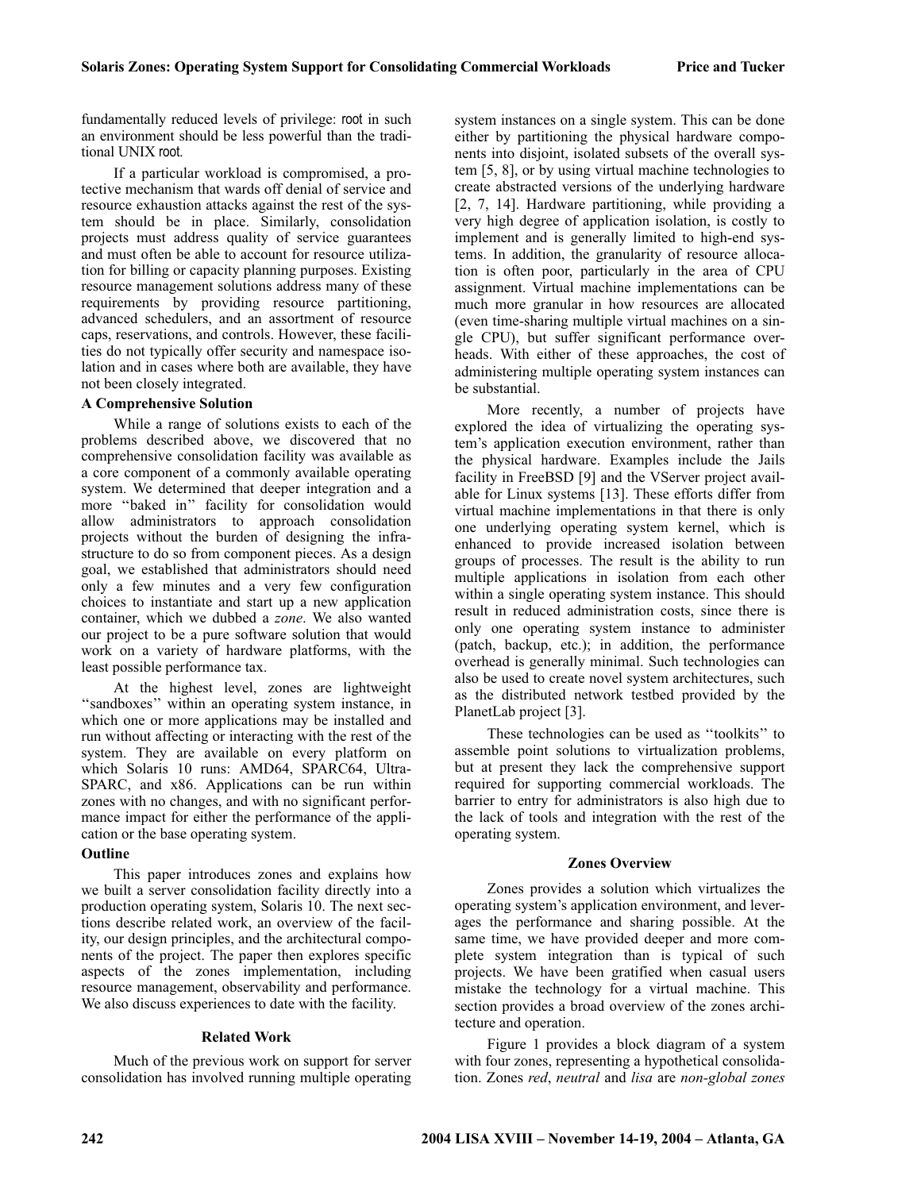fundamentally reduced levels of privilege: root in such an environment should be less powerful than the traditional UNIX root.

If a particular workload is compromised, a protective mechanism that wards off denial of service and resource exhaustion attacks against the rest of the system should be in place. Similarly, consolidation projects must address quality of service guarantees and must often be able to account for resource utilization for billing or capacity planning purposes. Existing resource management solutions address many of these requirements by providing resource partitioning, advanced schedulers, and an assortment of resource caps, reservations, and controls. However, these facilities do not typically offer security and namespace isolation and in cases where both are available, they have not been closely integrated.

### A Comprehensive Solution

While a range of solutions exists to each of the problems described above, we discovered that no comprehensive consolidation facility was available as a core component of a commonly available operating system. We determined that deeper integration and a more ''baked in'' facility for consolidation would allow administrators to approach consolidation projects without the burden of designing the infrastructure to do so from component pieces. As a design goal, we established that administrators should need only a few minutes and a very few configuration choices to instantiate and start up a new application container, which we dubbed a *zone*. We also wanted our project to be a pure software solution that would work on a variety of hardware platforms, with the least possible performance tax.

At the highest level, zones are lightweight ''sandboxes'' within an operating system instance, in which one or more applications may be installed and run without affecting or interacting with the rest of the system. They are available on every platform on which Solaris 10 runs: AMD64, SPARC64, UltraSPARC, and x86. Applications can be run within zones with no changes, and with no significant performance impact for either the performance of the application or the base operating system.

### Outline

This paper introduces zones and explains how we built a server consolidation facility directly into a production operating system, Solaris 10. The next sections describe related work, an overview of the facility, our design principles, and the architectural components of the project. The paper then explores specific aspects of the zones implementation, including resource management, observability and performance. We also discuss experiences to date with the facility.

## Related Work

Much of the previous work on support for server consolidation has involved running multiple operating system instances on a single system. This can be done either by partitioning the physical hardware components into disjoint, isolated subsets of the overall system [5, 8], or by using virtual machine technologies to create abstracted versions of the underlying hardware [2, 7, 14]. Hardware partitioning, while providing a very high degree of application isolation, is costly to implement and is generally limited to high-end systems. In addition, the granularity of resource allocation is often poor, particularly in the area of CPU assignment. Virtual machine implementations can be much more granular in how resources are allocated (even time-sharing multiple virtual machines on a single CPU), but suffer significant performance overheads. With either of these approaches, the cost of administering multiple operating system instances can be substantial.

More recently, a number of projects have explored the idea of virtualizing the operating system's application execution environment, rather than the physical hardware. Examples include the Jails facility in FreeBSD [9] and the VServer project available for Linux systems [13]. These efforts differ from virtual machine implementations in that there is only one underlying operating system kernel, which is enhanced to provide increased isolation between groups of processes. The result is the ability to run multiple applications in isolation from each other within a single operating system instance. This should result in reduced administration costs, since there is only one operating system instance to administer (patch, backup, etc.); in addition, the performance overhead is generally minimal. Such technologies can also be used to create novel system architectures, such as the distributed network testbed provided by the PlanetLab project [3].

These technologies can be used as ''toolkits'' to assemble point solutions to virtualization problems, but at present they lack the comprehensive support required for supporting commercial workloads. The barrier to entry for administrators is also high due to the lack of tools and integration with the rest of the operating system.

## Zones Overview

Zones provides a solution which virtualizes the operating system's application environment, and leverages the performance and sharing possible. At the same time, we have provided deeper and more complete system integration than is typical of such projects. We have been gratified when casual users mistake the technology for a virtual machine. This section provides a broad overview of the zones architecture and operation.

Figure 1 provides a block diagram of a system with four zones, representing a hypothetical consolidation. Zones *red*, *neutral* and *lisa* are *non-global zones*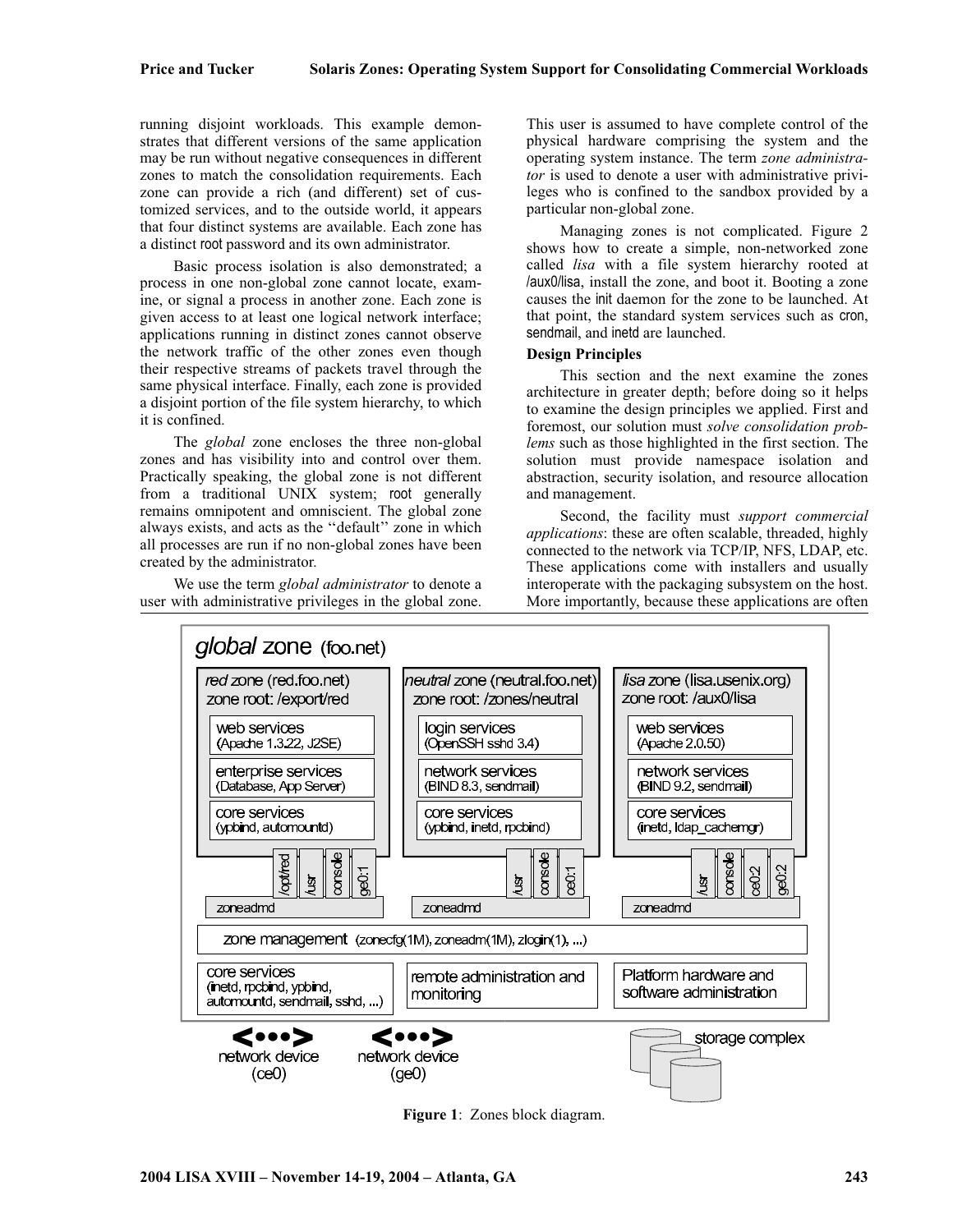running disjoint workloads. This example demonstrates that different versions of the same application may be run without negative consequences in different zones to match the consolidation requirements. Each zone can provide a rich (and different) set of customized services, and to the outside world, it appears that four distinct systems are available. Each zone has a distinct root password and its own administrator.

Basic process isolation is also demonstrated; a process in one non-global zone cannot locate, examine, or signal a process in another zone. Each zone is given access to at least one logical network interface; applications running in distinct zones cannot observe the network traffic of the other zones even though their respective streams of packets travel through the same physical interface. Finally, each zone is provided a disjoint portion of the file system hierarchy, to which it is confined.

The *global* zone encloses the three non-global zones and has visibility into and control over them. Practically speaking, the global zone is not different from a traditional UNIX system; root generally remains omnipotent and omniscient. The global zone always exists, and acts as the ''default'' zone in which all processes are run if no non-global zones have been created by the administrator.

We use the term *global administrator* to denote a user with administrative privileges in the global zone. This user is assumed to have complete control of the physical hardware comprising the system and the operating system instance. The term *zone administrator* is used to denote a user with administrative privileges who is confined to the sandbox provided by a particular non-global zone.

Managing zones is not complicated. Figure 2 shows how to create a simple, non-networked zone called *lisa* with a file system hierarchy rooted at /aux0/lisa, install the zone, and boot it. Booting a zone causes the init daemon for the zone to be launched. At that point, the standard system services such as cron, sendmail, and inetd are launched.

**Design Principles**

This section and the next examine the zones architecture in greater depth; before doing so it helps to examine the design principles we applied. First and foremost, our solution must *solve consolidation problems* such as those highlighted in the first section. The solution must provide namespace isolation and abstraction, security isolation, and resource allocation and management.

Second, the facility must *support commercial applications*: these are often scalable, threaded, highly connected to the network via TCP/IP, NFS, LDAP, etc. These applications come with installers and usually interoperate with the packaging subsystem on the host. More importantly, because these applications are often

**Figure 1**: Zones block diagram.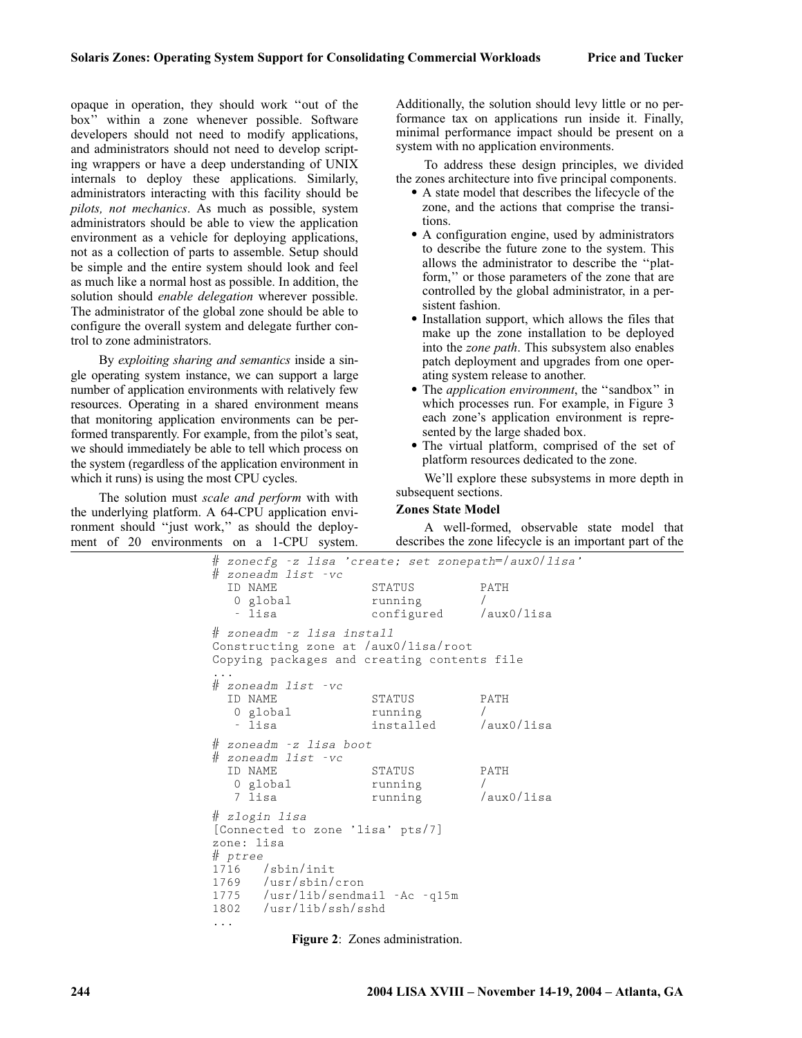opaque in operation, they should work "out of the box" within a zone whenever possible. Software developers should not need to modify applications, and administrators should not need to develop scripting wrappers or have a deep understanding of UNIX internals to deploy these applications. Similarly, administrators interacting with this facility should be *pilots, not mechanics*. As much as possible, system administrators should be able to view the application environment as a vehicle for deploying applications, not as a collection of parts to assemble. Setup should be simple and the entire system should look and feel as much like a normal host as possible. In addition, the solution should *enable delegation* wherever possible. The administrator of the global zone should be able to configure the overall system and delegate further control to zone administrators.

By *exploiting sharing and semantics* inside a single operating system instance, we can support a large number of application environments with relatively few resources. Operating in a shared environment means that monitoring application environments can be performed transparently. For example, from the pilot's seat, we should immediately be able to tell which process on the system (regardless of the application environment in which it runs) is using the most CPU cycles.

The solution must *scale and perform* with with the underlying platform. A 64-CPU application environment should "just work," as should the deployment of 20 environments on a 1-CPU system. Additionally, the solution should levy little or no performance tax on applications run inside it. Finally, minimal performance impact should be present on a system with no application environments.

To address these design principles, we divided the zones architecture into five principal components.

- A state model that describes the lifecycle of the zone, and the actions that comprise the transitions.
- A configuration engine, used by administrators to describe the future zone to the system. This allows the administrator to describe the "platform," or those parameters of the zone that are controlled by the global administrator, in a persistent fashion.
- Installation support, which allows the files that make up the zone installation to be deployed into the *zone path*. This subsystem also enables patch deployment and upgrades from one operating system release to another.
- The *application environment*, the "sandbox" in which processes run. For example, in Figure 3 each zone's application environment is represented by the large shaded box.
- The virtual platform, comprised of the set of platform resources dedicated to the zone.

We'll explore these subsystems in more depth in subsequent sections.

**Zones State Model**

A well-formed, observable state model that describes the zone lifecycle is an important part of the

```
# zonecfg -z lisa 'create; set zonepath=/aux0/lisa'
# zoneadm list -vc
  ID NAME             STATUS         PATH
   0 global           running        /
   - lisa             configured     /aux0/lisa

# zoneadm -z lisa install
Constructing zone at /aux0/lisa/root
Copying packages and creating contents file
...
# zoneadm list -vc
  ID NAME             STATUS         PATH
   0 global           running        /
   - lisa             installed      /aux0/lisa

# zoneadm -z lisa boot
# zoneadm list -vc
  ID NAME             STATUS         PATH
   0 global           running        /
   7 lisa             running        /aux0/lisa

# zlogin lisa
[Connected to zone 'lisa' pts/7]
zone: lisa
# ptree
1716   /sbin/init
1769   /usr/sbin/cron
1775   /usr/lib/sendmail -Ac -q15m
1802   /usr/lib/ssh/sshd
...
```

**Figure 2**: Zones administration.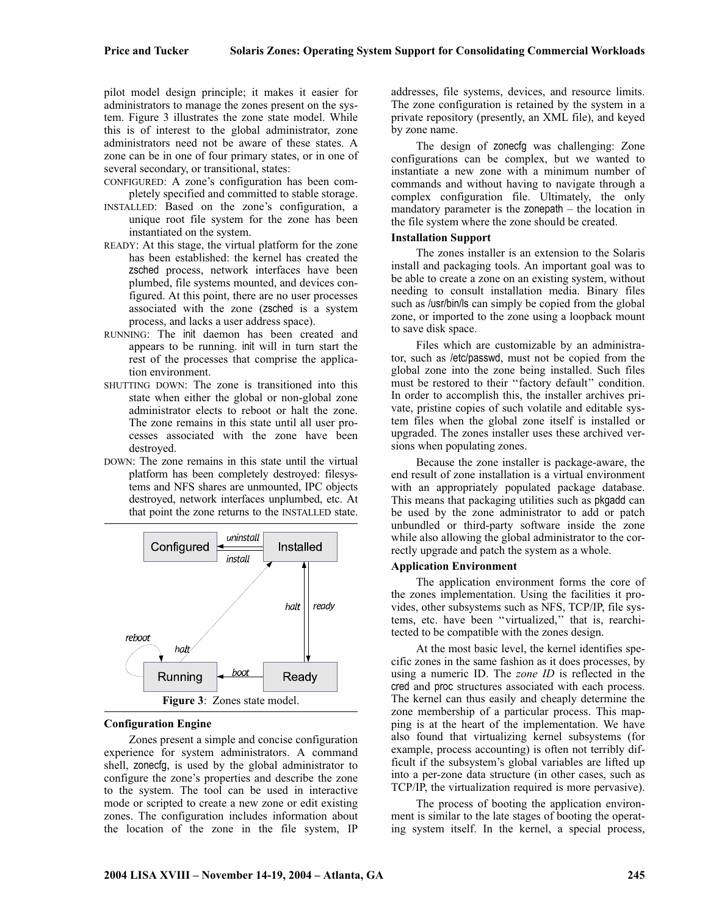pilot model design principle; it makes it easier for administrators to manage the zones present on the system. Figure 3 illustrates the zone state model. While this is of interest to the global administrator, zone administrators need not be aware of these states. A zone can be in one of four primary states, or in one of several secondary, or transitional, states:

- CONFIGURED: A zone's configuration has been completely specified and committed to stable storage.
- INSTALLED: Based on the zone's configuration, a unique root file system for the zone has been instantiated on the system.
- READY: At this stage, the virtual platform for the zone has been established: the kernel has created the zsched process, network interfaces have been plumbed, file systems mounted, and devices configured. At this point, there are no user processes associated with the zone (zsched is a system process, and lacks a user address space).
- RUNNING: The init daemon has been created and appears to be running. init will in turn start the rest of the processes that comprise the application environment.
- SHUTTING DOWN: The zone is transitioned into this state when either the global or non-global zone administrator elects to reboot or halt the zone. The zone remains in this state until all user processes associated with the zone have been destroyed.
- DOWN: The zone remains in this state until the virtual platform has been completely destroyed: filesystems and NFS shares are unmounted, IPC objects destroyed, network interfaces unplumbed, etc. At that point the zone returns to the INSTALLED state.

**Figure 3**: Zones state model.

### Configuration Engine

Zones present a simple and concise configuration experience for system administrators. A command shell, zonecfg, is used by the global administrator to configure the zone's properties and describe the zone to the system. The tool can be used in interactive mode or scripted to create a new zone or edit existing zones. The configuration includes information about the location of the zone in the file system, IP addresses, file systems, devices, and resource limits. The zone configuration is retained by the system in a private repository (presently, an XML file), and keyed by zone name.

The design of zonecfg was challenging: Zone configurations can be complex, but we wanted to instantiate a new zone with a minimum number of commands and without having to navigate through a complex configuration file. Ultimately, the only mandatory parameter is the zonepath – the location in the file system where the zone should be created.

### Installation Support

The zones installer is an extension to the Solaris install and packaging tools. An important goal was to be able to create a zone on an existing system, without needing to consult installation media. Binary files such as /usr/bin/ls can simply be copied from the global zone, or imported to the zone using a loopback mount to save disk space.

Files which are customizable by an administrator, such as /etc/passwd, must not be copied from the global zone into the zone being installed. Such files must be restored to their ''factory default'' condition. In order to accomplish this, the installer archives private, pristine copies of such volatile and editable system files when the global zone itself is installed or upgraded. The zones installer uses these archived versions when populating zones.

Because the zone installer is package-aware, the end result of zone installation is a virtual environment with an appropriately populated package database. This means that packaging utilities such as pkgadd can be used by the zone administrator to add or patch unbundled or third-party software inside the zone while also allowing the global administrator to the correctly upgrade and patch the system as a whole.

### Application Environment

The application environment forms the core of the zones implementation. Using the facilities it provides, other subsystems such as NFS, TCP/IP, file systems, etc. have been ''virtualized,'' that is, rearchitected to be compatible with the zones design.

At the most basic level, the kernel identifies specific zones in the same fashion as it does processes, by using a numeric ID. The *zone ID* is reflected in the cred and proc structures associated with each process. The kernel can thus easily and cheaply determine the zone membership of a particular process. This mapping is at the heart of the implementation. We have also found that virtualizing kernel subsystems (for example, process accounting) is often not terribly difficult if the subsystem's global variables are lifted up into a per-zone data structure (in other cases, such as TCP/IP, the virtualization required is more pervasive).

The process of booting the application environment is similar to the late stages of booting the operating system itself. In the kernel, a special process,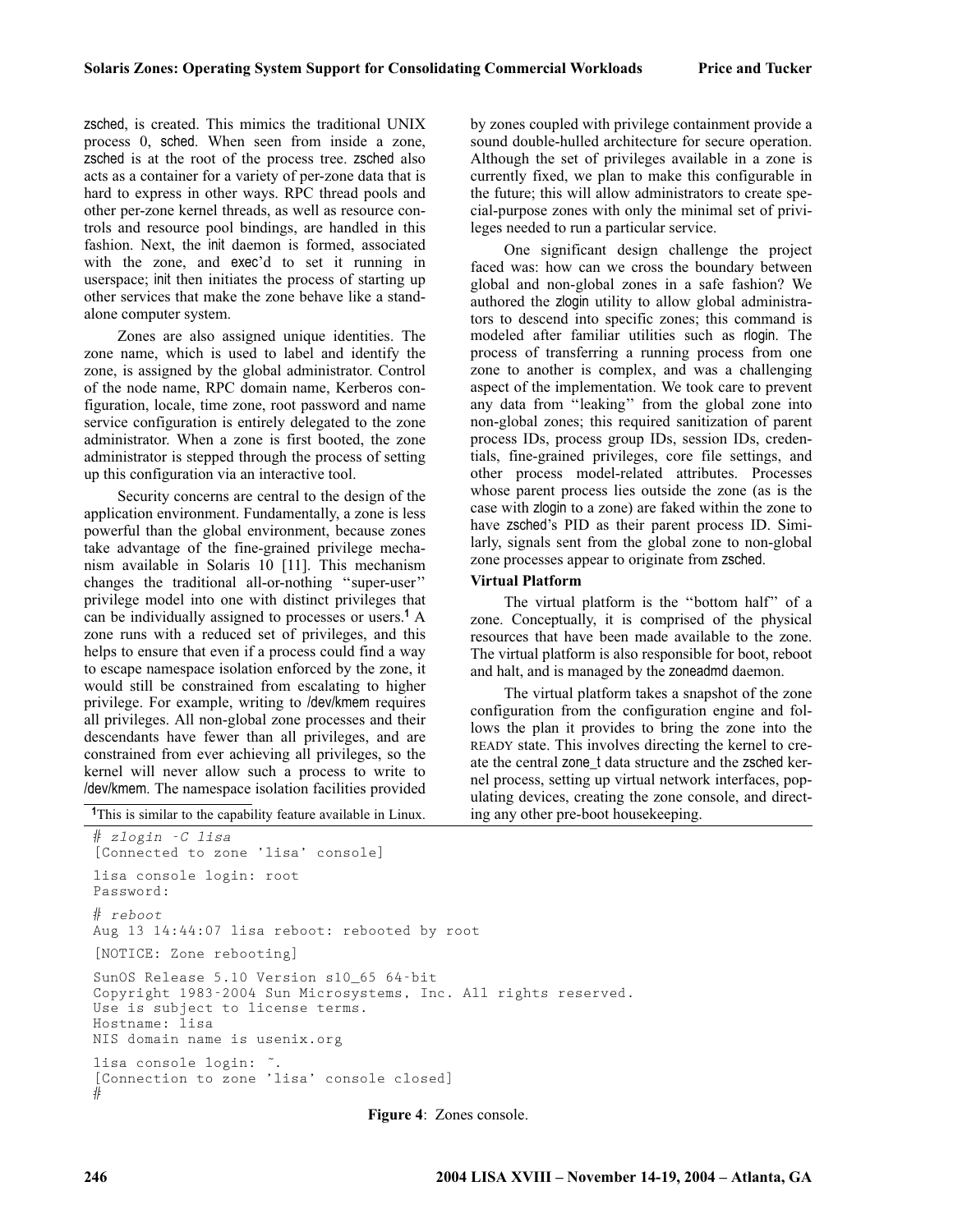zsched, is created. This mimics the traditional UNIX process 0, sched. When seen from inside a zone, zsched is at the root of the process tree. zsched also acts as a container for a variety of per-zone data that is hard to express in other ways. RPC thread pools and other per-zone kernel threads, as well as resource controls and resource pool bindings, are handled in this fashion. Next, the init daemon is formed, associated with the zone, and exec'd to set it running in userspace; init then initiates the process of starting up other services that make the zone behave like a standalone computer system.

Zones are also assigned unique identities. The zone name, which is used to label and identify the zone, is assigned by the global administrator. Control of the node name, RPC domain name, Kerberos configuration, locale, time zone, root password and name service configuration is entirely delegated to the zone administrator. When a zone is first booted, the zone administrator is stepped through the process of setting up this configuration via an interactive tool.

Security concerns are central to the design of the application environment. Fundamentally, a zone is less powerful than the global environment, because zones take advantage of the fine-grained privilege mechanism available in Solaris 10 [11]. This mechanism changes the traditional all-or-nothing "super-user" privilege model into one with distinct privileges that can be individually assigned to processes or users.[1] A zone runs with a reduced set of privileges, and this helps to ensure that even if a process could find a way to escape namespace isolation enforced by the zone, it would still be constrained from escalating to higher privilege. For example, writing to /dev/kmem requires all privileges. All non-global zone processes and their descendants have fewer than all privileges, and are constrained from ever achieving all privileges, so the kernel will never allow such a process to write to /dev/kmem. The namespace isolation facilities provided by zones coupled with privilege containment provide a sound double-hulled architecture for secure operation. Although the set of privileges available in a zone is currently fixed, we plan to make this configurable in the future; this will allow administrators to create special-purpose zones with only the minimal set of privileges needed to run a particular service.

One significant design challenge the project faced was: how can we cross the boundary between global and non-global zones in a safe fashion? We authored the zlogin utility to allow global administrators to descend into specific zones; this command is modeled after familiar utilities such as rlogin. The process of transferring a running process from one zone to another is complex, and was a challenging aspect of the implementation. We took care to prevent any data from "leaking" from the global zone into non-global zones; this required sanitization of parent process IDs, process group IDs, session IDs, credentials, fine-grained privileges, core file settings, and other process model-related attributes. Processes whose parent process lies outside the zone (as is the case with zlogin to a zone) are faked within the zone to have zsched's PID as their parent process ID. Similarly, signals sent from the global zone to non-global zone processes appear to originate from zsched.

### Virtual Platform

The virtual platform is the "bottom half" of a zone. Conceptually, it is comprised of the physical resources that have been made available to the zone. The virtual platform is also responsible for boot, reboot and halt, and is managed by the zoneadmd daemon.

The virtual platform takes a snapshot of the zone configuration from the configuration engine and follows the plan it provides to bring the zone into the READY state. This involves directing the kernel to create the central zone_t data structure and the zsched kernel process, setting up virtual network interfaces, populating devices, creating the zone console, and directing any other pre-boot housekeeping.

[1] This is similar to the capability feature available in Linux.

```
# zlogin -C lisa
[Connected to zone 'lisa' console]
lisa console login: root
Password:
# reboot
Aug 13 14:44:07 lisa reboot: rebooted by root
[NOTICE: Zone rebooting]
SunOS Release 5.10 Version s10_65 64-bit
Copyright 1983-2004 Sun Microsystems, Inc. All rights reserved.
Use is subject to license terms.
Hostname: lisa
NIS domain name is usenix.org
lisa console login: ~.
[Connection to zone 'lisa' console closed]
#
```

**Figure 4**: Zones console.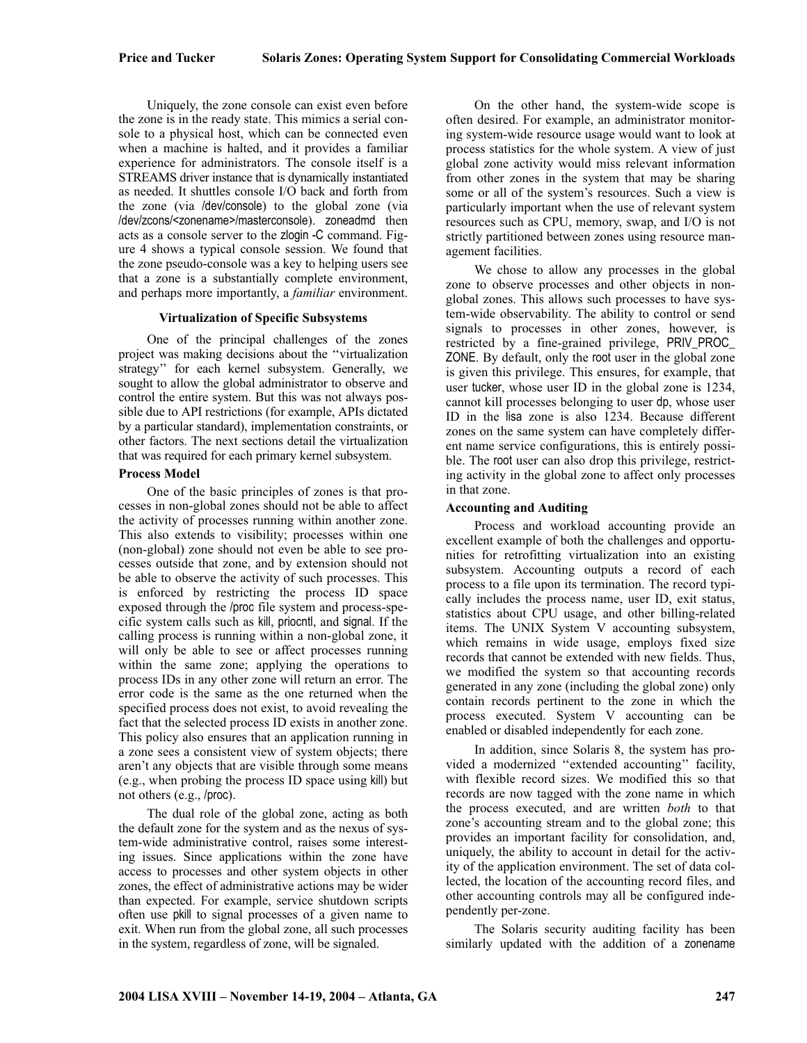Uniquely, the zone console can exist even before the zone is in the ready state. This mimics a serial console to a physical host, which can be connected even when a machine is halted, and it provides a familiar experience for administrators. The console itself is a STREAMS driver instance that is dynamically instantiated as needed. It shuttles console I/O back and forth from the zone (via /dev/console) to the global zone (via /dev/zcons/<zonename>/masterconsole). zoneadmd then acts as a console server to the zlogin -C command. Figure 4 shows a typical console session. We found that the zone pseudo-console was a key to helping users see that a zone is a substantially complete environment, and perhaps more importantly, a *familiar* environment.

### Virtualization of Specific Subsystems

One of the principal challenges of the zones project was making decisions about the ''virtualization strategy'' for each kernel subsystem. Generally, we sought to allow the global administrator to observe and control the entire system. But this was not always possible due to API restrictions (for example, APIs dictated by a particular standard), implementation constraints, or other factors. The next sections detail the virtualization that was required for each primary kernel subsystem.

#### Process Model

One of the basic principles of zones is that processes in non-global zones should not be able to affect the activity of processes running within another zone. This also extends to visibility; processes within one (non-global) zone should not even be able to see processes outside that zone, and by extension should not be able to observe the activity of such processes. This is enforced by restricting the process ID space exposed through the /proc file system and process-specific system calls such as kill, priocntl, and signal. If the calling process is running within a non-global zone, it will only be able to see or affect processes running within the same zone; applying the operations to process IDs in any other zone will return an error. The error code is the same as the one returned when the specified process does not exist, to avoid revealing the fact that the selected process ID exists in another zone. This policy also ensures that an application running in a zone sees a consistent view of system objects; there aren't any objects that are visible through some means (e.g., when probing the process ID space using kill) but not others (e.g., /proc).

The dual role of the global zone, acting as both the default zone for the system and as the nexus of system-wide administrative control, raises some interesting issues. Since applications within the zone have access to processes and other system objects in other zones, the effect of administrative actions may be wider than expected. For example, service shutdown scripts often use pkill to signal processes of a given name to exit. When run from the global zone, all such processes in the system, regardless of zone, will be signaled.

On the other hand, the system-wide scope is often desired. For example, an administrator monitoring system-wide resource usage would want to look at process statistics for the whole system. A view of just global zone activity would miss relevant information from other zones in the system that may be sharing some or all of the system's resources. Such a view is particularly important when the use of relevant system resources such as CPU, memory, swap, and I/O is not strictly partitioned between zones using resource management facilities.

We chose to allow any processes in the global zone to observe processes and other objects in non-global zones. This allows such processes to have system-wide observability. The ability to control or send signals to processes in other zones, however, is restricted by a fine-grained privilege, PRIV_PROC_ZONE. By default, only the root user in the global zone is given this privilege. This ensures, for example, that user tucker, whose user ID in the global zone is 1234, cannot kill processes belonging to user dp, whose user ID in the lisa zone is also 1234. Because different zones on the same system can have completely different name service configurations, this is entirely possible. The root user can also drop this privilege, restricting activity in the global zone to affect only processes in that zone.

#### Accounting and Auditing

Process and workload accounting provide an excellent example of both the challenges and opportunities for retrofitting virtualization into an existing subsystem. Accounting outputs a record of each process to a file upon its termination. The record typically includes the process name, user ID, exit status, statistics about CPU usage, and other billing-related items. The UNIX System V accounting subsystem, which remains in wide usage, employs fixed size records that cannot be extended with new fields. Thus, we modified the system so that accounting records generated in any zone (including the global zone) only contain records pertinent to the zone in which the process executed. System V accounting can be enabled or disabled independently for each zone.

In addition, since Solaris 8, the system has provided a modernized ''extended accounting'' facility, with flexible record sizes. We modified this so that records are now tagged with the zone name in which the process executed, and are written *both* to that zone's accounting stream and to the global zone; this provides an important facility for consolidation, and, uniquely, the ability to account in detail for the activity of the application environment. The set of data collected, the location of the accounting record files, and other accounting controls may all be configured independently per-zone.

The Solaris security auditing facility has been similarly updated with the addition of a zonename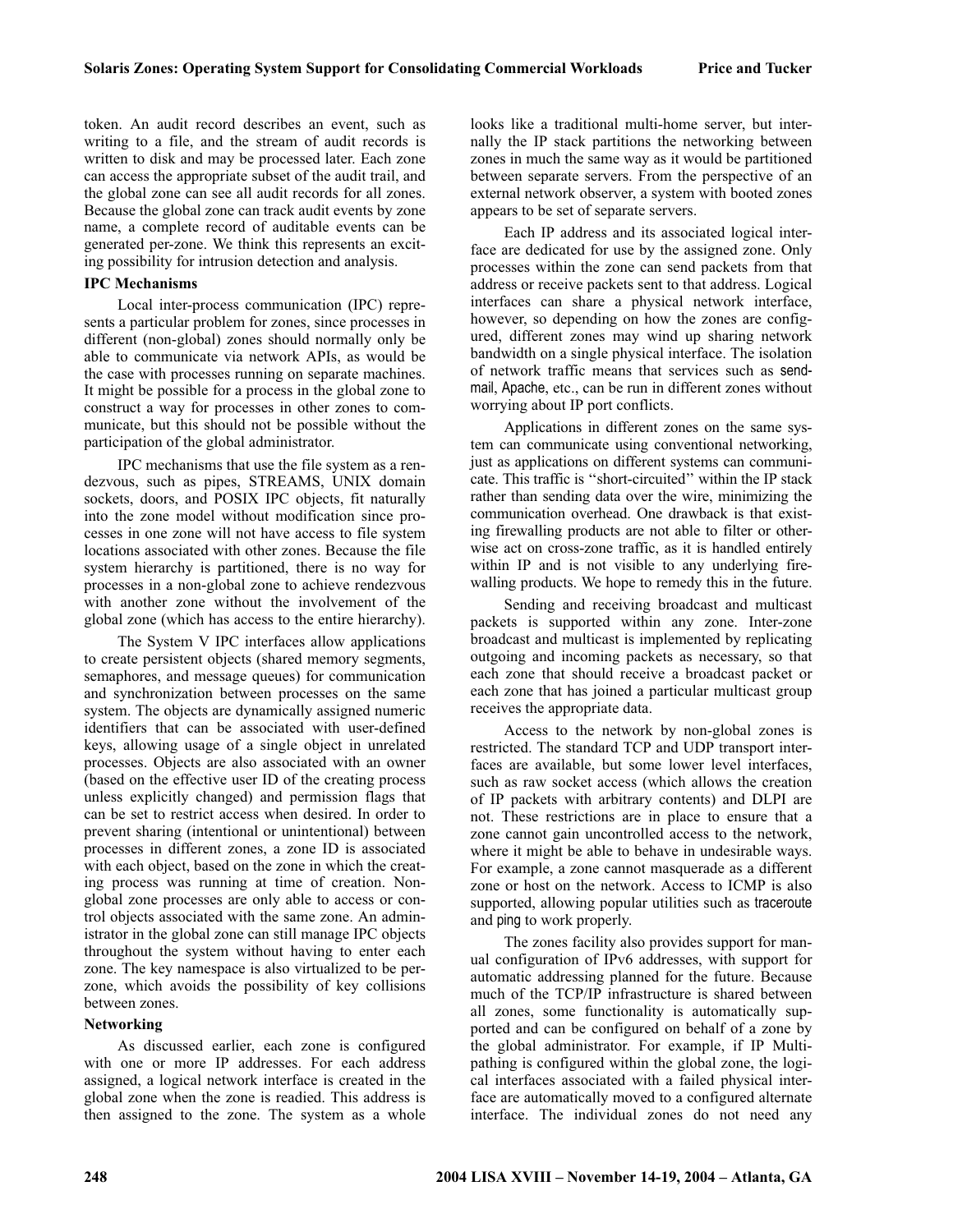token. An audit record describes an event, such as writing to a file, and the stream of audit records is written to disk and may be processed later. Each zone can access the appropriate subset of the audit trail, and the global zone can see all audit records for all zones. Because the global zone can track audit events by zone name, a complete record of auditable events can be generated per-zone. We think this represents an exciting possibility for intrusion detection and analysis.

**IPC Mechanisms**

Local inter-process communication (IPC) represents a particular problem for zones, since processes in different (non-global) zones should normally only be able to communicate via network APIs, as would be the case with processes running on separate machines. It might be possible for a process in the global zone to construct a way for processes in other zones to communicate, but this should not be possible without the participation of the global administrator.

IPC mechanisms that use the file system as a rendezvous, such as pipes, STREAMS, UNIX domain sockets, doors, and POSIX IPC objects, fit naturally into the zone model without modification since processes in one zone will not have access to file system locations associated with other zones. Because the file system hierarchy is partitioned, there is no way for processes in a non-global zone to achieve rendezvous with another zone without the involvement of the global zone (which has access to the entire hierarchy).

The System V IPC interfaces allow applications to create persistent objects (shared memory segments, semaphores, and message queues) for communication and synchronization between processes on the same system. The objects are dynamically assigned numeric identifiers that can be associated with user-defined keys, allowing usage of a single object in unrelated processes. Objects are also associated with an owner (based on the effective user ID of the creating process unless explicitly changed) and permission flags that can be set to restrict access when desired. In order to prevent sharing (intentional or unintentional) between processes in different zones, a zone ID is associated with each object, based on the zone in which the creating process was running at time of creation. Non-global zone processes are only able to access or control objects associated with the same zone. An administrator in the global zone can still manage IPC objects throughout the system without having to enter each zone. The key namespace is also virtualized to be per-zone, which avoids the possibility of key collisions between zones.

**Networking**

As discussed earlier, each zone is configured with one or more IP addresses. For each address assigned, a logical network interface is created in the global zone when the zone is readied. This address is then assigned to the zone. The system as a whole looks like a traditional multi-home server, but internally the IP stack partitions the networking between zones in much the same way as it would be partitioned between separate servers. From the perspective of an external network observer, a system with booted zones appears to be set of separate servers.

Each IP address and its associated logical interface are dedicated for use by the assigned zone. Only processes within the zone can send packets from that address or receive packets sent to that address. Logical interfaces can share a physical network interface, however, so depending on how the zones are configured, different zones may wind up sharing network bandwidth on a single physical interface. The isolation of network traffic means that services such as sendmail, Apache, etc., can be run in different zones without worrying about IP port conflicts.

Applications in different zones on the same system can communicate using conventional networking, just as applications on different systems can communicate. This traffic is ''short-circuited'' within the IP stack rather than sending data over the wire, minimizing the communication overhead. One drawback is that existing firewalling products are not able to filter or otherwise act on cross-zone traffic, as it is handled entirely within IP and is not visible to any underlying firewalling products. We hope to remedy this in the future.

Sending and receiving broadcast and multicast packets is supported within any zone. Inter-zone broadcast and multicast is implemented by replicating outgoing and incoming packets as necessary, so that each zone that should receive a broadcast packet or each zone that has joined a particular multicast group receives the appropriate data.

Access to the network by non-global zones is restricted. The standard TCP and UDP transport interfaces are available, but some lower level interfaces, such as raw socket access (which allows the creation of IP packets with arbitrary contents) and DLPI are not. These restrictions are in place to ensure that a zone cannot gain uncontrolled access to the network, where it might be able to behave in undesirable ways. For example, a zone cannot masquerade as a different zone or host on the network. Access to ICMP is also supported, allowing popular utilities such as traceroute and ping to work properly.

The zones facility also provides support for manual configuration of IPv6 addresses, with support for automatic addressing planned for the future. Because much of the TCP/IP infrastructure is shared between all zones, some functionality is automatically supported and can be configured on behalf of a zone by the global administrator. For example, if IP Multipathing is configured within the global zone, the logical interfaces associated with a failed physical interface are automatically moved to a configured alternate interface. The individual zones do not need any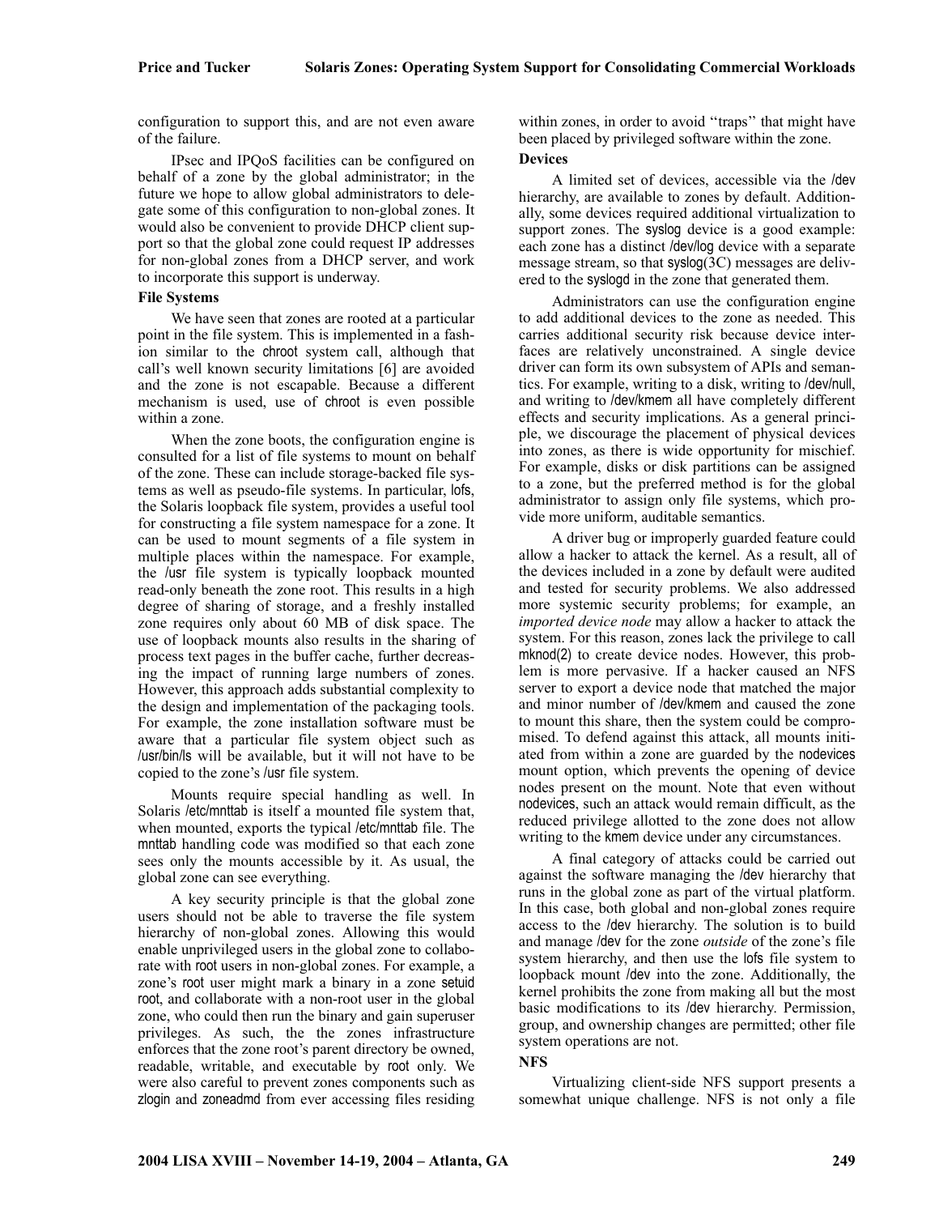configuration to support this, and are not even aware of the failure.

IPsec and IPQoS facilities can be configured on behalf of a zone by the global administrator; in the future we hope to allow global administrators to delegate some of this configuration to non-global zones. It would also be convenient to provide DHCP client support so that the global zone could request IP addresses for non-global zones from a DHCP server, and work to incorporate this support is underway.

### File Systems

We have seen that zones are rooted at a particular point in the file system. This is implemented in a fashion similar to the chroot system call, although that call's well known security limitations [6] are avoided and the zone is not escapable. Because a different mechanism is used, use of chroot is even possible within a zone.

When the zone boots, the configuration engine is consulted for a list of file systems to mount on behalf of the zone. These can include storage-backed file systems as well as pseudo-file systems. In particular, lofs, the Solaris loopback file system, provides a useful tool for constructing a file system namespace for a zone. It can be used to mount segments of a file system in multiple places within the namespace. For example, the /usr file system is typically loopback mounted read-only beneath the zone root. This results in a high degree of sharing of storage, and a freshly installed zone requires only about 60 MB of disk space. The use of loopback mounts also results in the sharing of process text pages in the buffer cache, further decreasing the impact of running large numbers of zones. However, this approach adds substantial complexity to the design and implementation of the packaging tools. For example, the zone installation software must be aware that a particular file system object such as /usr/bin/ls will be available, but it will not have to be copied to the zone's /usr file system.

Mounts require special handling as well. In Solaris /etc/mnttab is itself a mounted file system that, when mounted, exports the typical /etc/mnttab file. The mnttab handling code was modified so that each zone sees only the mounts accessible by it. As usual, the global zone can see everything.

A key security principle is that the global zone users should not be able to traverse the file system hierarchy of non-global zones. Allowing this would enable unprivileged users in the global zone to collaborate with root users in non-global zones. For example, a zone's root user might mark a binary in a zone setuid root, and collaborate with a non-root user in the global zone, who could then run the binary and gain superuser privileges. As such, the the zones infrastructure enforces that the zone root's parent directory be owned, readable, writable, and executable by root only. We were also careful to prevent zones components such as zlogin and zoneadmd from ever accessing files residing within zones, in order to avoid "traps" that might have been placed by privileged software within the zone.

### Devices

A limited set of devices, accessible via the /dev hierarchy, are available to zones by default. Additionally, some devices required additional virtualization to support zones. The syslog device is a good example: each zone has a distinct /dev/log device with a separate message stream, so that syslog(3C) messages are delivered to the syslogd in the zone that generated them.

Administrators can use the configuration engine to add additional devices to the zone as needed. This carries additional security risk because device interfaces are relatively unconstrained. A single device driver can form its own subsystem of APIs and semantics. For example, writing to a disk, writing to /dev/null, and writing to /dev/kmem all have completely different effects and security implications. As a general principle, we discourage the placement of physical devices into zones, as there is wide opportunity for mischief. For example, disks or disk partitions can be assigned to a zone, but the preferred method is for the global administrator to assign only file systems, which provide more uniform, auditable semantics.

A driver bug or improperly guarded feature could allow a hacker to attack the kernel. As a result, all of the devices included in a zone by default were audited and tested for security problems. We also addressed more systemic security problems; for example, an *imported device node* may allow a hacker to attack the system. For this reason, zones lack the privilege to call mknod(2) to create device nodes. However, this problem is more pervasive. If a hacker caused an NFS server to export a device node that matched the major and minor number of /dev/kmem and caused the zone to mount this share, then the system could be compromised. To defend against this attack, all mounts initiated from within a zone are guarded by the nodevices mount option, which prevents the opening of device nodes present on the mount. Note that even without nodevices, such an attack would remain difficult, as the reduced privilege allotted to the zone does not allow writing to the kmem device under any circumstances.

A final category of attacks could be carried out against the software managing the /dev hierarchy that runs in the global zone as part of the virtual platform. In this case, both global and non-global zones require access to the /dev hierarchy. The solution is to build and manage /dev for the zone *outside* of the zone's file system hierarchy, and then use the lofs file system to loopback mount /dev into the zone. Additionally, the kernel prohibits the zone from making all but the most basic modifications to its /dev hierarchy. Permission, group, and ownership changes are permitted; other file system operations are not.

### NFS

Virtualizing client-side NFS support presents a somewhat unique challenge. NFS is not only a file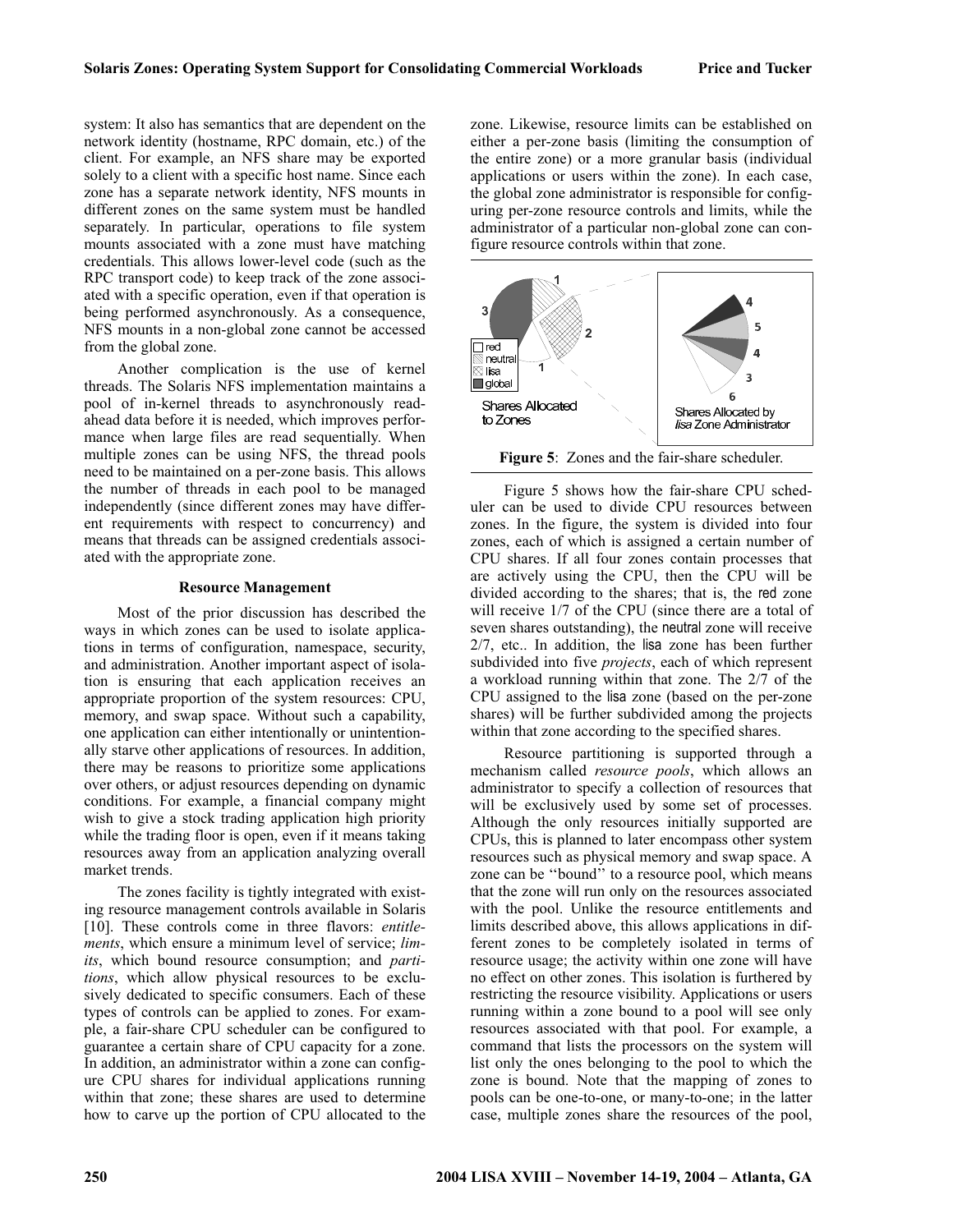system: It also has semantics that are dependent on the network identity (hostname, RPC domain, etc.) of the client. For example, an NFS share may be exported solely to a client with a specific host name. Since each zone has a separate network identity, NFS mounts in different zones on the same system must be handled separately. In particular, operations to file system mounts associated with a zone must have matching credentials. This allows lower-level code (such as the RPC transport code) to keep track of the zone associated with a specific operation, even if that operation is being performed asynchronously. As a consequence, NFS mounts in a non-global zone cannot be accessed from the global zone.

Another complication is the use of kernel threads. The Solaris NFS implementation maintains a pool of in-kernel threads to asynchronously read-ahead data before it is needed, which improves performance when large files are read sequentially. When multiple zones can be using NFS, the thread pools need to be maintained on a per-zone basis. This allows the number of threads in each pool to be managed independently (since different zones may have different requirements with respect to concurrency) and means that threads can be assigned credentials associated with the appropriate zone.

### Resource Management

Most of the prior discussion has described the ways in which zones can be used to isolate applications in terms of configuration, namespace, security, and administration. Another important aspect of isolation is ensuring that each application receives an appropriate proportion of the system resources: CPU, memory, and swap space. Without such a capability, one application can either intentionally or unintentionally starve other applications of resources. In addition, there may be reasons to prioritize some applications over others, or adjust resources depending on dynamic conditions. For example, a financial company might wish to give a stock trading application high priority while the trading floor is open, even if it means taking resources away from an application analyzing overall market trends.

The zones facility is tightly integrated with existing resource management controls available in Solaris [10]. These controls come in three flavors: *entitlements*, which ensure a minimum level of service; *limits*, which bound resource consumption; and *partitions*, which allow physical resources to be exclusively dedicated to specific consumers. Each of these types of controls can be applied to zones. For example, a fair-share CPU scheduler can be configured to guarantee a certain share of CPU capacity for a zone. In addition, an administrator within a zone can configure CPU shares for individual applications running within that zone; these shares are used to determine how to carve up the portion of CPU allocated to the zone. Likewise, resource limits can be established on either a per-zone basis (limiting the consumption of the entire zone) or a more granular basis (individual applications or users within the zone). In each case, the global zone administrator is responsible for configuring per-zone resource controls and limits, while the administrator of a particular non-global zone can configure resource controls within that zone.

1
3
2
1
red
neutral
lisa
global
Shares Allocated to Zones

4
5
4
3
6
Shares Allocated by *lisa* Zone Administrator

**Figure 5**: Zones and the fair-share scheduler.

Figure 5 shows how the fair-share CPU scheduler can be used to divide CPU resources between zones. In the figure, the system is divided into four zones, each of which is assigned a certain number of CPU shares. If all four zones contain processes that are actively using the CPU, then the CPU will be divided according to the shares; that is, the red zone will receive 1/7 of the CPU (since there are a total of seven shares outstanding), the neutral zone will receive 2/7, etc.. In addition, the lisa zone has been further subdivided into five *projects*, each of which represent a workload running within that zone. The 2/7 of the CPU assigned to the lisa zone (based on the per-zone shares) will be further subdivided among the projects within that zone according to the specified shares.

Resource partitioning is supported through a mechanism called *resource pools*, which allows an administrator to specify a collection of resources that will be exclusively used by some set of processes. Although the only resources initially supported are CPUs, this is planned to later encompass other system resources such as physical memory and swap space. A zone can be ''bound'' to a resource pool, which means that the zone will run only on the resources associated with the pool. Unlike the resource entitlements and limits described above, this allows applications in different zones to be completely isolated in terms of resource usage; the activity within one zone will have no effect on other zones. This isolation is furthered by restricting the resource visibility. Applications or users running within a zone bound to a pool will see only resources associated with that pool. For example, a command that lists the processors on the system will list only the ones belonging to the pool to which the zone is bound. Note that the mapping of zones to pools can be one-to-one, or many-to-one; in the latter case, multiple zones share the resources of the pool,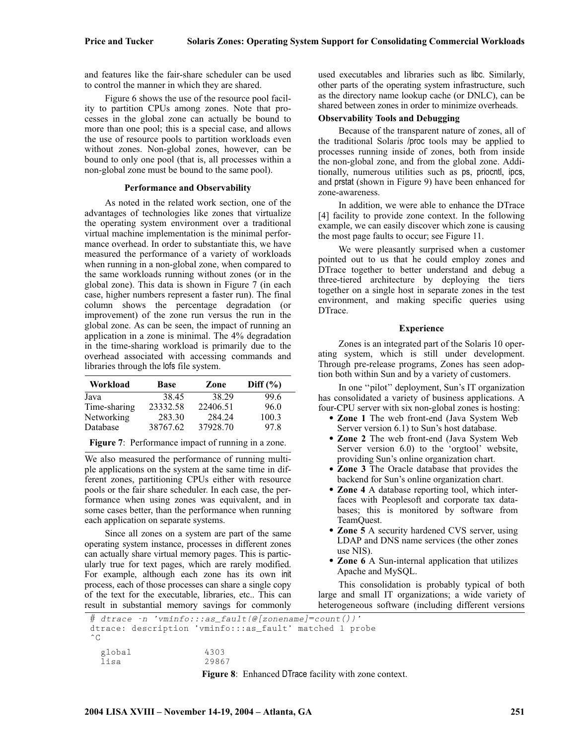and features like the fair-share scheduler can be used to control the manner in which they are shared.

Figure 6 shows the use of the resource pool facility to partition CPUs among zones. Note that processes in the global zone can actually be bound to more than one pool; this is a special case, and allows the use of resource pools to partition workloads even without zones. Non-global zones, however, can be bound to only one pool (that is, all processes within a non-global zone must be bound to the same pool).

### Performance and Observability

As noted in the related work section, one of the advantages of technologies like zones that virtualize the operating system environment over a traditional virtual machine implementation is the minimal performance overhead. In order to substantiate this, we have measured the performance of a variety of workloads when running in a non-global zone, when compared to the same workloads running without zones (or in the global zone). This data is shown in Figure 7 (in each case, higher numbers represent a faster run). The final column shows the percentage degradation (or improvement) of the zone run versus the run in the global zone. As can be seen, the impact of running an application in a zone is minimal. The 4% degradation in the time-sharing workload is primarily due to the overhead associated with accessing commands and libraries through the lofs file system.

| Workload | Base | Zone | Diff (%) |
|---|---|---|---|
| Java | 38.45 | 38.29 | 99.6 |
| Time-sharing | 23332.58 | 22406.51 | 96.0 |
| Networking | 283.30 | 284.24 | 100.3 |
| Database | 38767.62 | 37928.70 | 97.8 |

**Figure 7**: Performance impact of running in a zone.

We also measured the performance of running multiple applications on the system at the same time in different zones, partitioning CPUs either with resource pools or the fair share scheduler. In each case, the performance when using zones was equivalent, and in some cases better, than the performance when running each application on separate systems.

Since all zones on a system are part of the same operating system instance, processes in different zones can actually share virtual memory pages. This is particularly true for text pages, which are rarely modified. For example, although each zone has its own init process, each of those processes can share a single copy of the text for the executable, libraries, etc.. This can result in substantial memory savings for commonly used executables and libraries such as libc. Similarly, other parts of the operating system infrastructure, such as the directory name lookup cache (or DNLC), can be shared between zones in order to minimize overheads.

#### Observability Tools and Debugging

Because of the transparent nature of zones, all of the traditional Solaris /proc tools may be applied to processes running inside of zones, both from inside the non-global zone, and from the global zone. Additionally, numerous utilities such as ps, priocntl, ipcs, and prstat (shown in Figure 9) have been enhanced for zone-awareness.

In addition, we were able to enhance the DTrace [4] facility to provide zone context. In the following example, we can easily discover which zone is causing the most page faults to occur; see Figure 11.

We were pleasantly surprised when a customer pointed out to us that he could employ zones and DTrace together to better understand and debug a three-tiered architecture by deploying the tiers together on a single host in separate zones in the test environment, and making specific queries using DTrace.

### Experience

Zones is an integrated part of the Solaris 10 operating system, which is still under development. Through pre-release programs, Zones has seen adoption both within Sun and by a variety of customers.

In one ''pilot'' deployment, Sun's IT organization has consolidated a variety of business applications. A four-CPU server with six non-global zones is hosting:

- **Zone 1** The web front-end (Java System Web Server version 6.1) to Sun's host database.
- **Zone 2** The web front-end (Java System Web Server version 6.0) to the 'orgtool' website, providing Sun's online organization chart.
- **Zone 3** The Oracle database that provides the backend for Sun's online organization chart.
- **Zone 4** A database reporting tool, which interfaces with Peoplesoft and corporate tax databases; this is monitored by software from TeamQuest.
- **Zone 5** A security hardened CVS server, using LDAP and DNS name services (the other zones use NIS).
- **Zone 6** A Sun-internal application that utilizes Apache and MySQL.

This consolidation is probably typical of both large and small IT organizations; a wide variety of heterogeneous software (including different versions

```
# dtrace -n 'vminfo:::as_fault{@[zonename]=count()}'
dtrace: description 'vminfo:::as_fault' matched 1 probe
^C
  global             4303
  lisa               29867
```

**Figure 8**: Enhanced DTrace facility with zone context.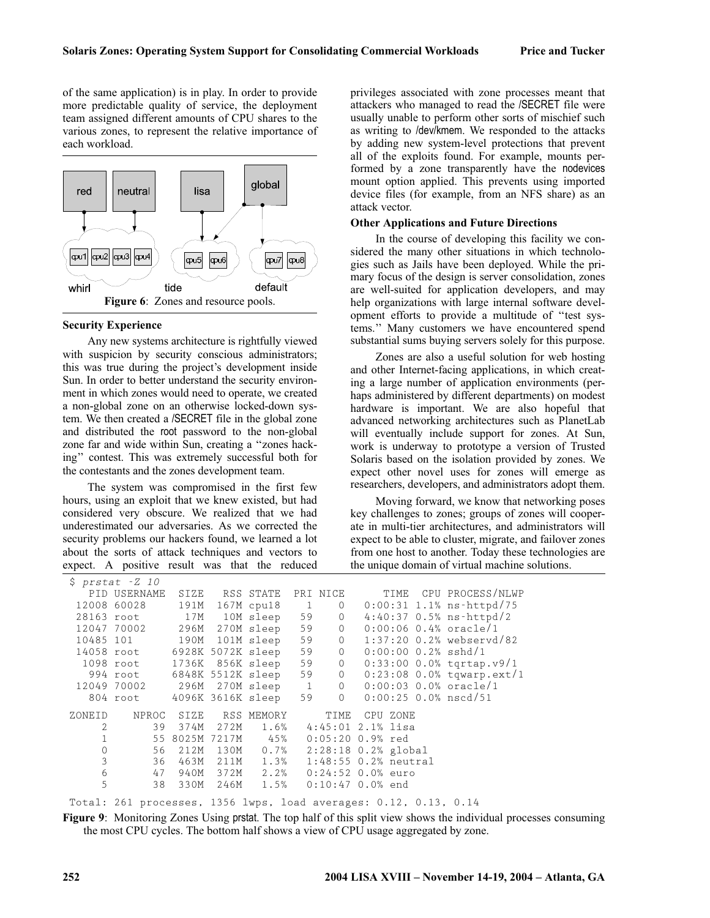of the same application) is in play. In order to provide more predictable quality of service, the deployment team assigned different amounts of CPU shares to the various zones, to represent the relative importance of each workload.

**Figure 6**: Zones and resource pools.

### Security Experience

Any new systems architecture is rightfully viewed with suspicion by security conscious administrators; this was true during the project's development inside Sun. In order to better understand the security environment in which zones would need to operate, we created a non-global zone on an otherwise locked-down system. We then created a /SECRET file in the global zone and distributed the root password to the non-global zone far and wide within Sun, creating a "zones hacking" contest. This was extremely successful both for the contestants and the zones development team.

The system was compromised in the first few hours, using an exploit that we knew existed, but had considered very obscure. We realized that we had underestimated our adversaries. As we corrected the security problems our hackers found, we learned a lot about the sorts of attack techniques and vectors to expect. A positive result was that the reduced privileges associated with zone processes meant that attackers who managed to read the /SECRET file were usually unable to perform other sorts of mischief such as writing to /dev/kmem. We responded to the attacks by adding new system-level protections that prevent all of the exploits found. For example, mounts performed by a zone transparently have the nodevices mount option applied. This prevents using imported device files (for example, from an NFS share) as an attack vector.

### Other Applications and Future Directions

In the course of developing this facility we considered the many other situations in which technologies such as Jails have been deployed. While the primary focus of the design is server consolidation, zones are well-suited for application developers, and may help organizations with large internal software development efforts to provide a multitude of "test systems." Many customers we have encountered spend substantial sums buying servers solely for this purpose.

Zones are also a useful solution for web hosting and other Internet-facing applications, in which creating a large number of application environments (perhaps administered by different departments) on modest hardware is important. We are also hopeful that advanced networking architectures such as PlanetLab will eventually include support for zones. At Sun, work is underway to prototype a version of Trusted Solaris based on the isolation provided by zones. We expect other novel uses for zones will emerge as researchers, developers, and administrators adopt them.

Moving forward, we know that networking poses key challenges to zones; groups of zones will cooperate in multi-tier architectures, and administrators will expect to be able to cluster, migrate, and failover zones from one host to another. Today these technologies are the unique domain of virtual machine solutions.

```
$ prstat -Z 10
   PID USERNAME  SIZE   RSS STATE  PRI NICE      TIME  CPU PROCESS/NLWP
 12008 60028     191M  167M cpu18    1    0   0:00:31 1.1% ns-httpd/75
 28163 root       17M   10M sleep   59    0   4:40:37 0.5% ns-httpd/2
 12047 70002     296M  270M sleep   59    0   0:00:06 0.4% oracle/1
 10485 101       190M  101M sleep   59    0   1:37:20 0.2% webservd/82
 14058 root     6928K 5072K sleep   59    0   0:00:00 0.2% sshd/1
  1098 root     1736K  856K sleep   59    0   0:33:00 0.0% tqrtap.v9/1
   994 root     6848K 5512K sleep   59    0   0:23:08 0.0% tqwarp.ext/1
 12049 70002     296M  270M sleep    1    0   0:00:03 0.0% oracle/1
   804 root     4096K 3616K sleep   59    0   0:00:25 0.0% nscd/51
ZONEID    NPROC  SIZE   RSS MEMORY      TIME  CPU ZONE
     2       39  374M  272M   1.6%   4:45:01 2.1% lisa
     1       55 8025M 7217M    45%   0:05:20 0.9% red
     0       56  212M  130M   0.7%   2:28:18 0.2% global
     3       36  463M  211M   1.3%   1:48:55 0.2% neutral
     6       47  940M  372M   2.2%   0:24:52 0.0% euro
     5       38  330M  246M   1.5%   0:10:47 0.0% end
Total: 261 processes, 1356 lwps, load averages: 0.12, 0.13, 0.14
```

**Figure 9**: Monitoring Zones Using prstat. The top half of this split view shows the individual processes consuming the most CPU cycles. The bottom half shows a view of CPU usage aggregated by zone.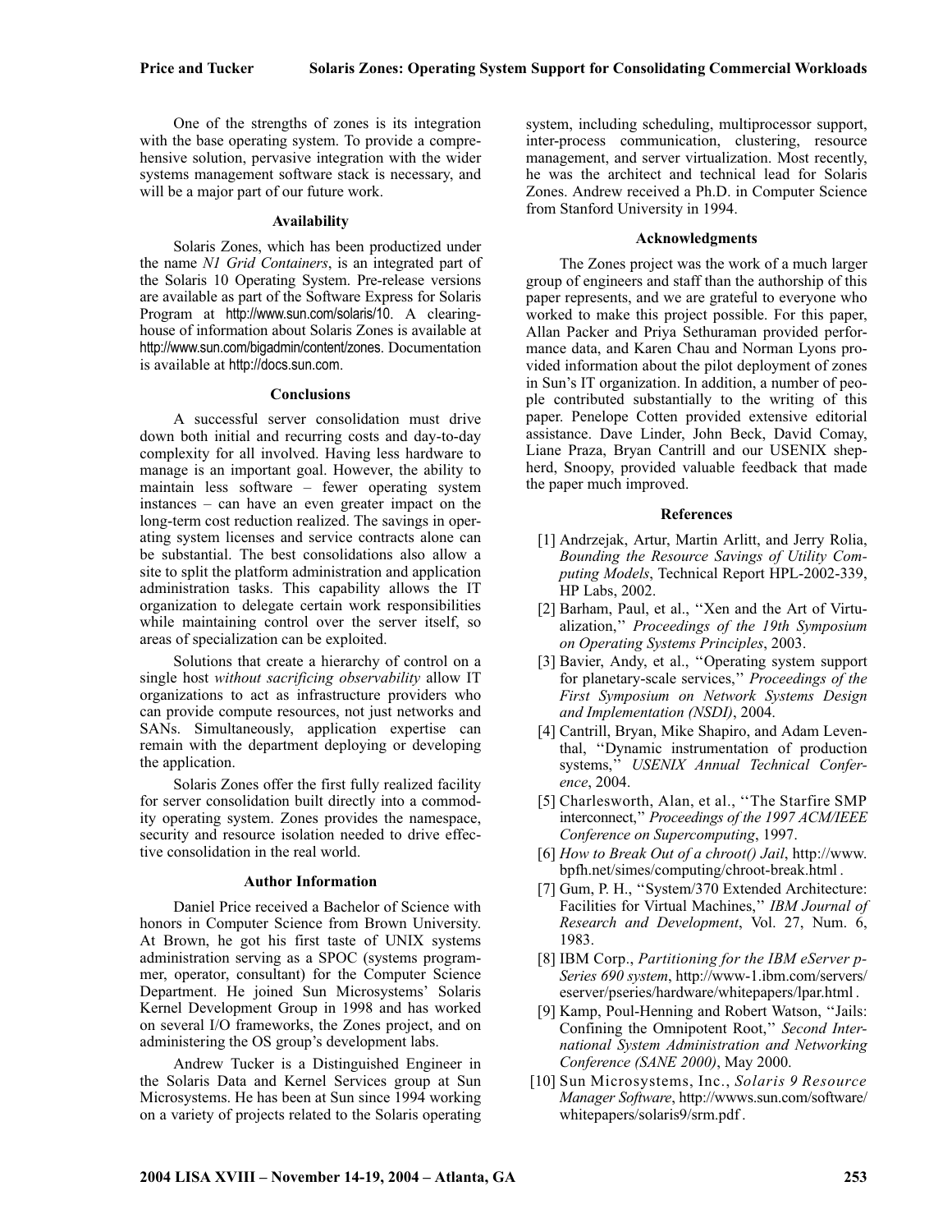One of the strengths of zones is its integration with the base operating system. To provide a comprehensive solution, pervasive integration with the wider systems management software stack is necessary, and will be a major part of our future work.

### Availability

Solaris Zones, which has been productized under the name *N1 Grid Containers*, is an integrated part of the Solaris 10 Operating System. Pre-release versions are available as part of the Software Express for Solaris Program at http://www.sun.com/solaris/10. A clearinghouse of information about Solaris Zones is available at http://www.sun.com/bigadmin/content/zones. Documentation is available at http://docs.sun.com.

### Conclusions

A successful server consolidation must drive down both initial and recurring costs and day-to-day complexity for all involved. Having less hardware to manage is an important goal. However, the ability to maintain less software – fewer operating system instances – can have an even greater impact on the long-term cost reduction realized. The savings in operating system licenses and service contracts alone can be substantial. The best consolidations also allow a site to split the platform administration and application administration tasks. This capability allows the IT organization to delegate certain work responsibilities while maintaining control over the server itself, so areas of specialization can be exploited.

Solutions that create a hierarchy of control on a single host *without sacrificing observability* allow IT organizations to act as infrastructure providers who can provide compute resources, not just networks and SANs. Simultaneously, application expertise can remain with the department deploying or developing the application.

Solaris Zones offer the first fully realized facility for server consolidation built directly into a commodity operating system. Zones provides the namespace, security and resource isolation needed to drive effective consolidation in the real world.

### Author Information

Daniel Price received a Bachelor of Science with honors in Computer Science from Brown University. At Brown, he got his first taste of UNIX systems administration serving as a SPOC (systems programmer, operator, consultant) for the Computer Science Department. He joined Sun Microsystems' Solaris Kernel Development Group in 1998 and has worked on several I/O frameworks, the Zones project, and on administering the OS group's development labs.

Andrew Tucker is a Distinguished Engineer in the Solaris Data and Kernel Services group at Sun Microsystems. He has been at Sun since 1994 working on a variety of projects related to the Solaris operating system, including scheduling, multiprocessor support, inter-process communication, clustering, resource management, and server virtualization. Most recently, he was the architect and technical lead for Solaris Zones. Andrew received a Ph.D. in Computer Science from Stanford University in 1994.

### Acknowledgments

The Zones project was the work of a much larger group of engineers and staff than the authorship of this paper represents, and we are grateful to everyone who worked to make this project possible. For this paper, Allan Packer and Priya Sethuraman provided performance data, and Karen Chau and Norman Lyons provided information about the pilot deployment of zones in Sun's IT organization. In addition, a number of people contributed substantially to the writing of this paper. Penelope Cotten provided extensive editorial assistance. Dave Linder, John Beck, David Comay, Liane Praza, Bryan Cantrill and our USENIX shepherd, Snoopy, provided valuable feedback that made the paper much improved.

### References

[1] Andrzejak, Artur, Martin Arlitt, and Jerry Rolia, *Bounding the Resource Savings of Utility Computing Models*, Technical Report HPL-2002-339, HP Labs, 2002.

[2] Barham, Paul, et al., ''Xen and the Art of Virtualization,'' *Proceedings of the 19th Symposium on Operating Systems Principles*, 2003.

[3] Bavier, Andy, et al., ''Operating system support for planetary-scale services,'' *Proceedings of the First Symposium on Network Systems Design and Implementation (NSDI)*, 2004.

[4] Cantrill, Bryan, Mike Shapiro, and Adam Leventhal, ''Dynamic instrumentation of production systems,'' *USENIX Annual Technical Conference*, 2004.

[5] Charlesworth, Alan, et al., ''The Starfire SMP interconnect,'' *Proceedings of the 1997 ACM/IEEE Conference on Supercomputing*, 1997.

[6] *How to Break Out of a chroot() Jail*, http://www.bpfh.net/simes/computing/chroot-break.html.

[7] Gum, P. H., ''System/370 Extended Architecture: Facilities for Virtual Machines,'' *IBM Journal of Research and Development*, Vol. 27, Num. 6, 1983.

[8] IBM Corp., *Partitioning for the IBM eServer p-Series 690 system*, http://www-1.ibm.com/servers/eserver/pseries/hardware/whitepapers/lpar.html.

[9] Kamp, Poul-Henning and Robert Watson, ''Jails: Confining the Omnipotent Root,'' *Second International System Administration and Networking Conference (SANE 2000)*, May 2000.

[10] Sun Microsystems, Inc., *Solaris 9 Resource Manager Software*, http://wwws.sun.com/software/whitepapers/solaris9/srm.pdf.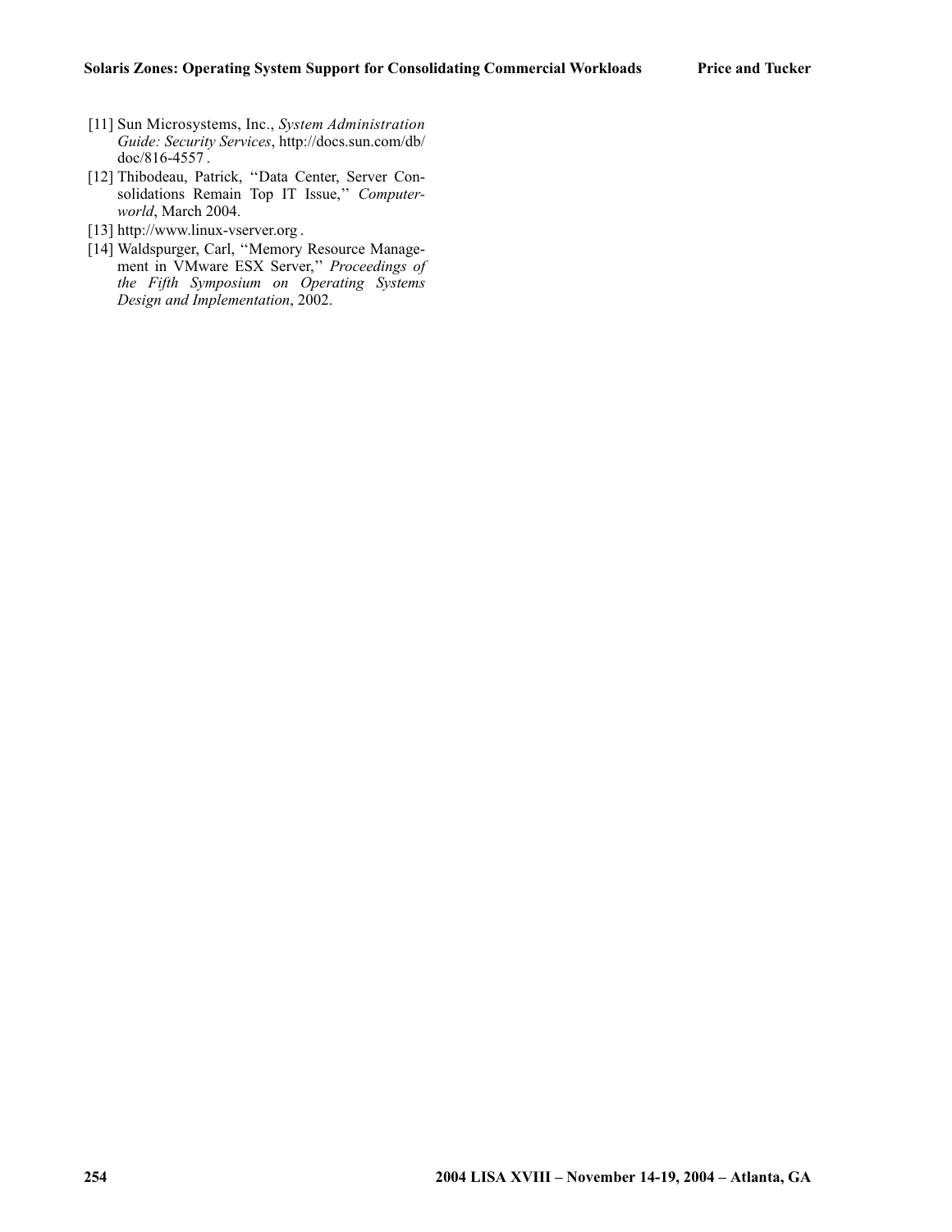[11] Sun Microsystems, Inc., *System Administration Guide: Security Services*, http://docs.sun.com/db/doc/816-4557 .

[12] Thibodeau, Patrick, ''Data Center, Server Consolidations Remain Top IT Issue,'' *Computerworld*, March 2004.

[13] http://www.linux-vserver.org .

[14] Waldspurger, Carl, ''Memory Resource Management in VMware ESX Server,'' *Proceedings of the Fifth Symposium on Operating Systems Design and Implementation*, 2002.